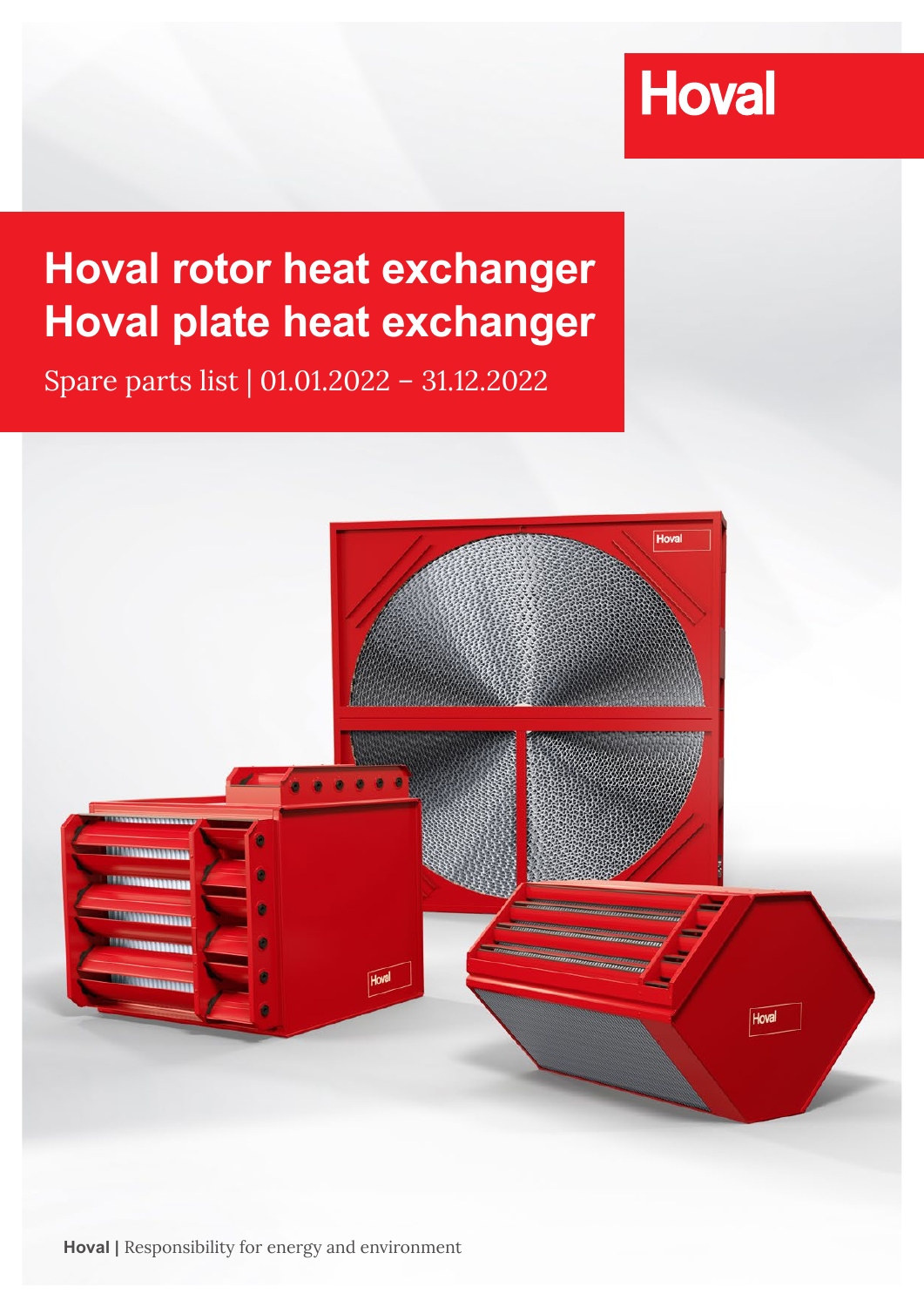Hoval

# Hoval rotor heat exchanger
# Hoval plate heat exchanger

Spare parts list | 01.01.2022 – 31.12.2022

**Hoval |** Responsibility for energy and environment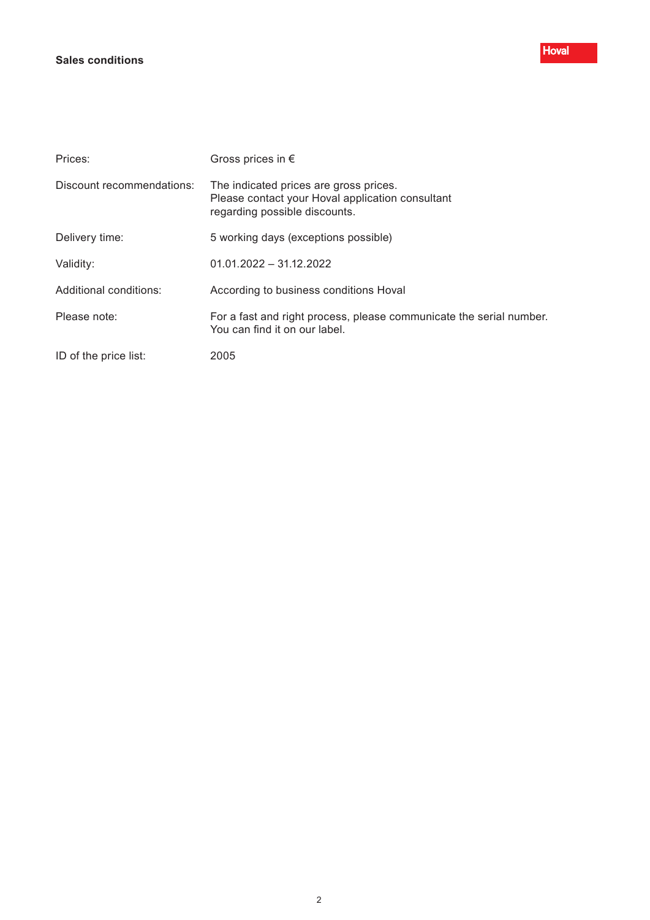## Sales conditions

| | |
|---|---|
| Prices: | Gross prices in € |
| Discount recommendations: | The indicated prices are gross prices. Please contact your Hoval application consultant regarding possible discounts. |
| Delivery time: | 5 working days (exceptions possible) |
| Validity: | 01.01.2022 – 31.12.2022 |
| Additional conditions: | According to business conditions Hoval |
| Please note: | For a fast and right process, please communicate the serial number. You can find it on our label. |
| ID of the price list: | 2005 |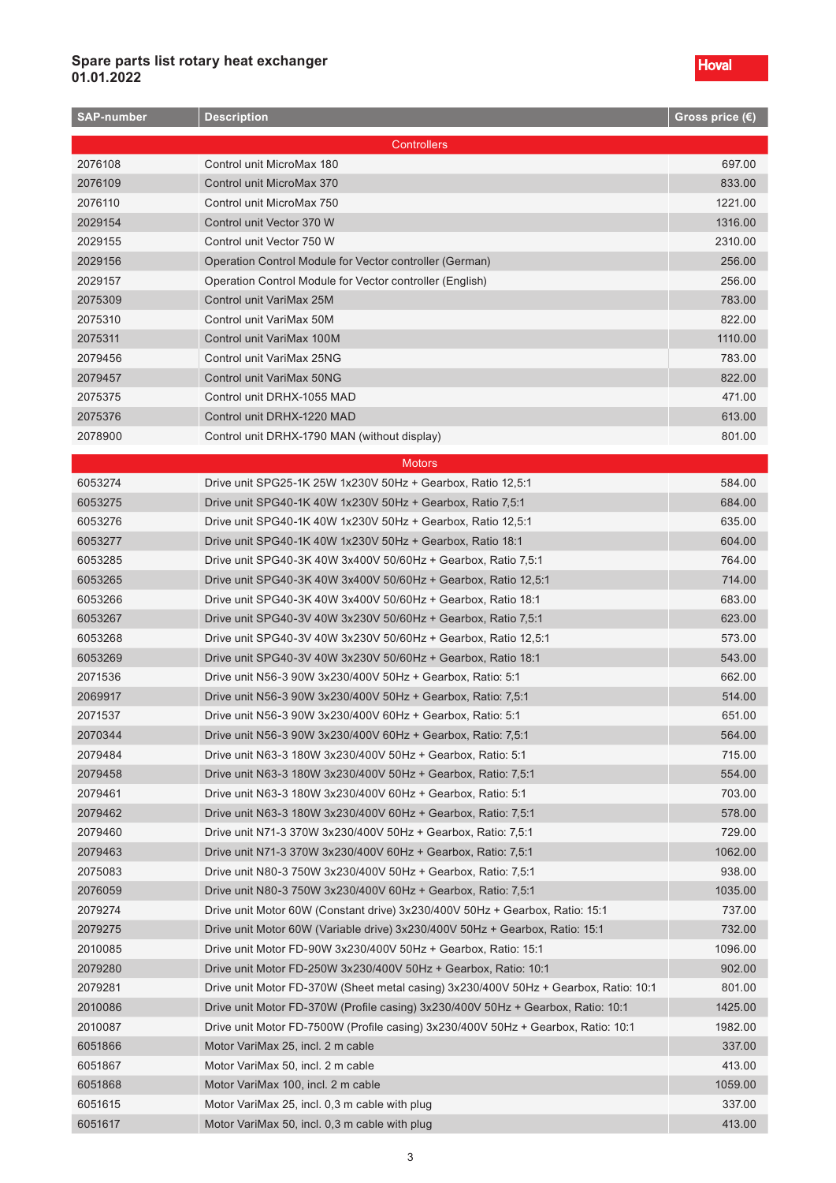**Spare parts list rotary heat exchanger**
**01.01.2022**

Hoval

| SAP-number | Description | Gross price (€) |
|---|---|---|
| | **Controllers** | |
| 2076108 | Control unit MicroMax 180 | 697.00 |
| 2076109 | Control unit MicroMax 370 | 833.00 |
| 2076110 | Control unit MicroMax 750 | 1221.00 |
| 2029154 | Control unit Vector 370 W | 1316.00 |
| 2029155 | Control unit Vector 750 W | 2310.00 |
| 2029156 | Operation Control Module for Vector controller (German) | 256.00 |
| 2029157 | Operation Control Module for Vector controller (English) | 256.00 |
| 2075309 | Control unit VariMax 25M | 783.00 |
| 2075310 | Control unit VariMax 50M | 822.00 |
| 2075311 | Control unit VariMax 100M | 1110.00 |
| 2079456 | Control unit VariMax 25NG | 783.00 |
| 2079457 | Control unit VariMax 50NG | 822.00 |
| 2075375 | Control unit DRHX-1055 MAD | 471.00 |
| 2075376 | Control unit DRHX-1220 MAD | 613.00 |
| 2078900 | Control unit DRHX-1790 MAN (without display) | 801.00 |
| | **Motors** | |
| 6053274 | Drive unit SPG25-1K 25W 1x230V 50Hz + Gearbox, Ratio 12,5:1 | 584.00 |
| 6053275 | Drive unit SPG40-1K 40W 1x230V 50Hz + Gearbox, Ratio 7,5:1 | 684.00 |
| 6053276 | Drive unit SPG40-1K 40W 1x230V 50Hz + Gearbox, Ratio 12,5:1 | 635.00 |
| 6053277 | Drive unit SPG40-1K 40W 1x230V 50Hz + Gearbox, Ratio 18:1 | 604.00 |
| 6053285 | Drive unit SPG40-3K 40W 3x400V 50/60Hz + Gearbox, Ratio 7,5:1 | 764.00 |
| 6053265 | Drive unit SPG40-3K 40W 3x400V 50/60Hz + Gearbox, Ratio 12,5:1 | 714.00 |
| 6053266 | Drive unit SPG40-3K 40W 3x400V 50/60Hz + Gearbox, Ratio 18:1 | 683.00 |
| 6053267 | Drive unit SPG40-3V 40W 3x230V 50/60Hz + Gearbox, Ratio 7,5:1 | 623.00 |
| 6053268 | Drive unit SPG40-3V 40W 3x230V 50/60Hz + Gearbox, Ratio 12,5:1 | 573.00 |
| 6053269 | Drive unit SPG40-3V 40W 3x230V 50/60Hz + Gearbox, Ratio 18:1 | 543.00 |
| 2071536 | Drive unit N56-3 90W 3x230/400V 50Hz + Gearbox, Ratio: 5:1 | 662.00 |
| 2069917 | Drive unit N56-3 90W 3x230/400V 50Hz + Gearbox, Ratio: 7,5:1 | 514.00 |
| 2071537 | Drive unit N56-3 90W 3x230/400V 60Hz + Gearbox, Ratio: 5:1 | 651.00 |
| 2070344 | Drive unit N56-3 90W 3x230/400V 60Hz + Gearbox, Ratio: 7,5:1 | 564.00 |
| 2079484 | Drive unit N63-3 180W 3x230/400V 50Hz + Gearbox, Ratio: 5:1 | 715.00 |
| 2079458 | Drive unit N63-3 180W 3x230/400V 50Hz + Gearbox, Ratio: 7,5:1 | 554.00 |
| 2079461 | Drive unit N63-3 180W 3x230/400V 60Hz + Gearbox, Ratio: 5:1 | 703.00 |
| 2079462 | Drive unit N63-3 180W 3x230/400V 60Hz + Gearbox, Ratio: 7,5:1 | 578.00 |
| 2079460 | Drive unit N71-3 370W 3x230/400V 50Hz + Gearbox, Ratio: 7,5:1 | 729.00 |
| 2079463 | Drive unit N71-3 370W 3x230/400V 60Hz + Gearbox, Ratio: 7,5:1 | 1062.00 |
| 2075083 | Drive unit N80-3 750W 3x230/400V 50Hz + Gearbox, Ratio: 7,5:1 | 938.00 |
| 2076059 | Drive unit N80-3 750W 3x230/400V 60Hz + Gearbox, Ratio: 7,5:1 | 1035.00 |
| 2079274 | Drive unit Motor 60W (Constant drive) 3x230/400V 50Hz + Gearbox, Ratio: 15:1 | 737.00 |
| 2079275 | Drive unit Motor 60W (Variable drive) 3x230/400V 50Hz + Gearbox, Ratio: 15:1 | 732.00 |
| 2010085 | Drive unit Motor FD-90W 3x230/400V 50Hz + Gearbox, Ratio: 15:1 | 1096.00 |
| 2079280 | Drive unit Motor FD-250W 3x230/400V 50Hz + Gearbox, Ratio: 10:1 | 902.00 |
| 2079281 | Drive unit Motor FD-370W (Sheet metal casing) 3x230/400V 50Hz + Gearbox, Ratio: 10:1 | 801.00 |
| 2010086 | Drive unit Motor FD-370W (Profile casing) 3x230/400V 50Hz + Gearbox, Ratio: 10:1 | 1425.00 |
| 2010087 | Drive unit Motor FD-7500W (Profile casing) 3x230/400V 50Hz + Gearbox, Ratio: 10:1 | 1982.00 |
| 6051866 | Motor VariMax 25, incl. 2 m cable | 337.00 |
| 6051867 | Motor VariMax 50, incl. 2 m cable | 413.00 |
| 6051868 | Motor VariMax 100, incl. 2 m cable | 1059.00 |
| 6051615 | Motor VariMax 25, incl. 0,3 m cable with plug | 337.00 |
| 6051617 | Motor VariMax 50, incl. 0,3 m cable with plug | 413.00 |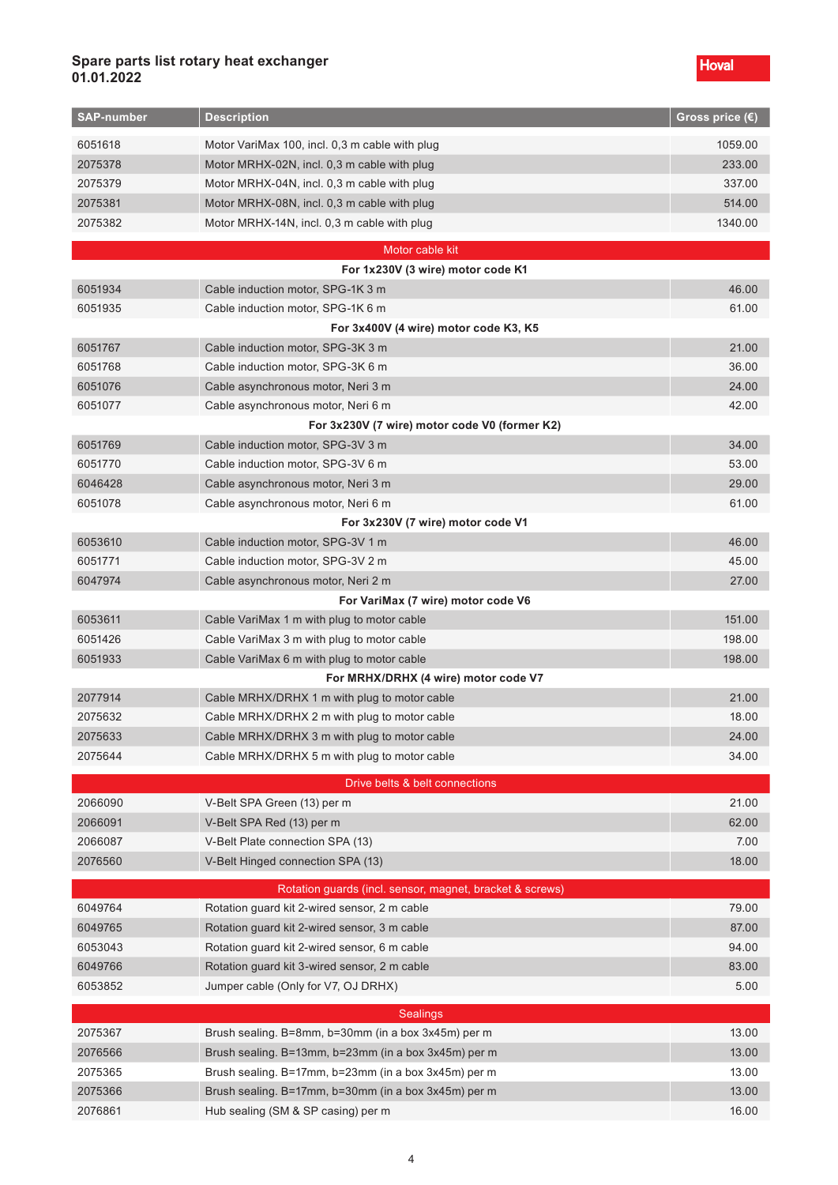**Spare parts list rotary heat exchanger**
**01.01.2022**

| SAP-number | Description | Gross price (€) |
|---|---|---|
| 6051618 | Motor VariMax 100, incl. 0,3 m cable with plug | 1059.00 |
| 2075378 | Motor MRHX-02N, incl. 0,3 m cable with plug | 233.00 |
| 2075379 | Motor MRHX-04N, incl. 0,3 m cable with plug | 337.00 |
| 2075381 | Motor MRHX-08N, incl. 0,3 m cable with plug | 514.00 |
| 2075382 | Motor MRHX-14N, incl. 0,3 m cable with plug | 1340.00 |
| | **Motor cable kit** | |
| | **For 1x230V (3 wire) motor code K1** | |
| 6051934 | Cable induction motor, SPG-1K 3 m | 46.00 |
| 6051935 | Cable induction motor, SPG-1K 6 m | 61.00 |
| | **For 3x400V (4 wire) motor code K3, K5** | |
| 6051767 | Cable induction motor, SPG-3K 3 m | 21.00 |
| 6051768 | Cable induction motor, SPG-3K 6 m | 36.00 |
| 6051076 | Cable asynchronous motor, Neri 3 m | 24.00 |
| 6051077 | Cable asynchronous motor, Neri 6 m | 42.00 |
| | **For 3x230V (7 wire) motor code V0 (former K2)** | |
| 6051769 | Cable induction motor, SPG-3V 3 m | 34.00 |
| 6051770 | Cable induction motor, SPG-3V 6 m | 53.00 |
| 6046428 | Cable asynchronous motor, Neri 3 m | 29.00 |
| 6051078 | Cable asynchronous motor, Neri 6 m | 61.00 |
| | **For 3x230V (7 wire) motor code V1** | |
| 6053610 | Cable induction motor, SPG-3V 1 m | 46.00 |
| 6051771 | Cable induction motor, SPG-3V 2 m | 45.00 |
| 6047974 | Cable asynchronous motor, Neri 2 m | 27.00 |
| | **For VariMax (7 wire) motor code V6** | |
| 6053611 | Cable VariMax 1 m with plug to motor cable | 151.00 |
| 6051426 | Cable VariMax 3 m with plug to motor cable | 198.00 |
| 6051933 | Cable VariMax 6 m with plug to motor cable | 198.00 |
| | **For MRHX/DRHX (4 wire) motor code V7** | |
| 2077914 | Cable MRHX/DRHX 1 m with plug to motor cable | 21.00 |
| 2075632 | Cable MRHX/DRHX 2 m with plug to motor cable | 18.00 |
| 2075633 | Cable MRHX/DRHX 3 m with plug to motor cable | 24.00 |
| 2075644 | Cable MRHX/DRHX 5 m with plug to motor cable | 34.00 |
| | **Drive belts & belt connections** | |
| 2066090 | V-Belt SPA Green (13) per m | 21.00 |
| 2066091 | V-Belt SPA Red (13) per m | 62.00 |
| 2066087 | V-Belt Plate connection SPA (13) | 7.00 |
| 2076560 | V-Belt Hinged connection SPA (13) | 18.00 |
| | **Rotation guards (incl. sensor, magnet, bracket & screws)** | |
| 6049764 | Rotation guard kit 2-wired sensor, 2 m cable | 79.00 |
| 6049765 | Rotation guard kit 2-wired sensor, 3 m cable | 87.00 |
| 6053043 | Rotation guard kit 2-wired sensor, 6 m cable | 94.00 |
| 6049766 | Rotation guard kit 3-wired sensor, 2 m cable | 83.00 |
| 6053852 | Jumper cable (Only for V7, OJ DRHX) | 5.00 |
| | **Sealings** | |
| 2075367 | Brush sealing. B=8mm, b=30mm (in a box 3x45m) per m | 13.00 |
| 2076566 | Brush sealing. B=13mm, b=23mm (in a box 3x45m) per m | 13.00 |
| 2075365 | Brush sealing. B=17mm, b=23mm (in a box 3x45m) per m | 13.00 |
| 2075366 | Brush sealing. B=17mm, b=30mm (in a box 3x45m) per m | 13.00 |
| 2076861 | Hub sealing (SM & SP casing) per m | 16.00 |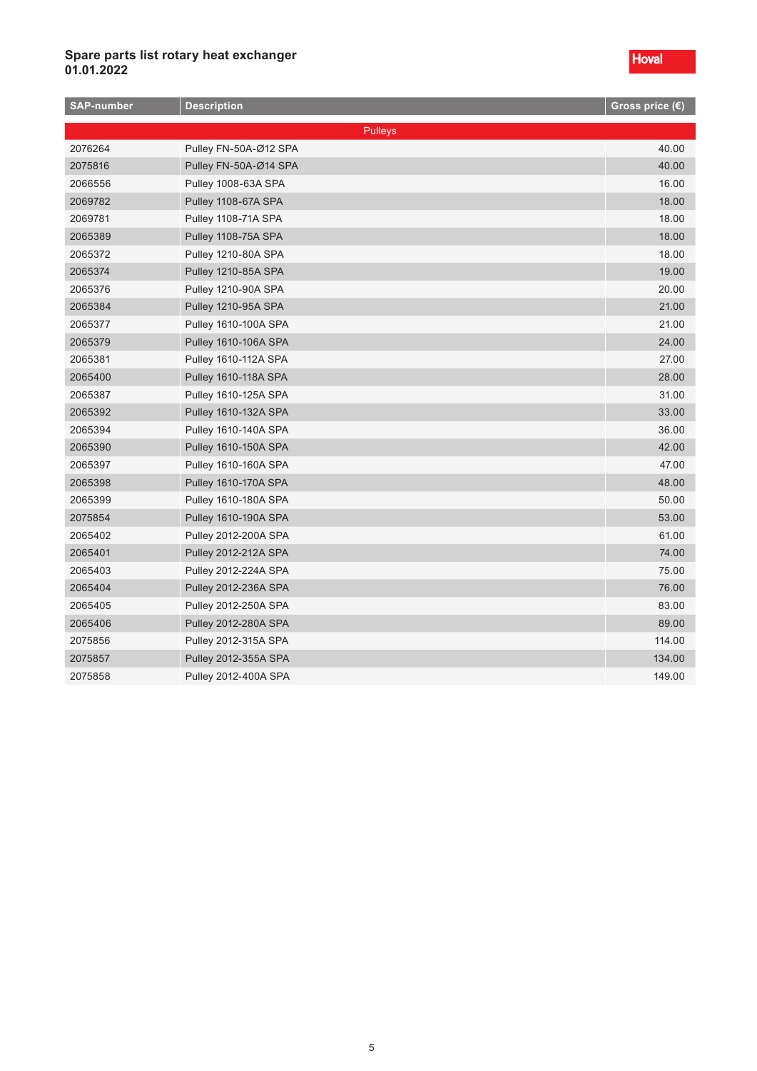**Spare parts list rotary heat exchanger**
**01.01.2022**

Hoval

| SAP-number | Description | Gross price (€) |
|---|---|---|
| | Pulleys | |
| 2076264 | Pulley FN-50A-Ø12 SPA | 40.00 |
| 2075816 | Pulley FN-50A-Ø14 SPA | 40.00 |
| 2066556 | Pulley 1008-63A SPA | 16.00 |
| 2069782 | Pulley 1108-67A SPA | 18.00 |
| 2069781 | Pulley 1108-71A SPA | 18.00 |
| 2065389 | Pulley 1108-75A SPA | 18.00 |
| 2065372 | Pulley 1210-80A SPA | 18.00 |
| 2065374 | Pulley 1210-85A SPA | 19.00 |
| 2065376 | Pulley 1210-90A SPA | 20.00 |
| 2065384 | Pulley 1210-95A SPA | 21.00 |
| 2065377 | Pulley 1610-100A SPA | 21.00 |
| 2065379 | Pulley 1610-106A SPA | 24.00 |
| 2065381 | Pulley 1610-112A SPA | 27.00 |
| 2065400 | Pulley 1610-118A SPA | 28.00 |
| 2065387 | Pulley 1610-125A SPA | 31.00 |
| 2065392 | Pulley 1610-132A SPA | 33.00 |
| 2065394 | Pulley 1610-140A SPA | 36.00 |
| 2065390 | Pulley 1610-150A SPA | 42.00 |
| 2065397 | Pulley 1610-160A SPA | 47.00 |
| 2065398 | Pulley 1610-170A SPA | 48.00 |
| 2065399 | Pulley 1610-180A SPA | 50.00 |
| 2075854 | Pulley 1610-190A SPA | 53.00 |
| 2065402 | Pulley 2012-200A SPA | 61.00 |
| 2065401 | Pulley 2012-212A SPA | 74.00 |
| 2065403 | Pulley 2012-224A SPA | 75.00 |
| 2065404 | Pulley 2012-236A SPA | 76.00 |
| 2065405 | Pulley 2012-250A SPA | 83.00 |
| 2065406 | Pulley 2012-280A SPA | 89.00 |
| 2075856 | Pulley 2012-315A SPA | 114.00 |
| 2075857 | Pulley 2012-355A SPA | 134.00 |
| 2075858 | Pulley 2012-400A SPA | 149.00 |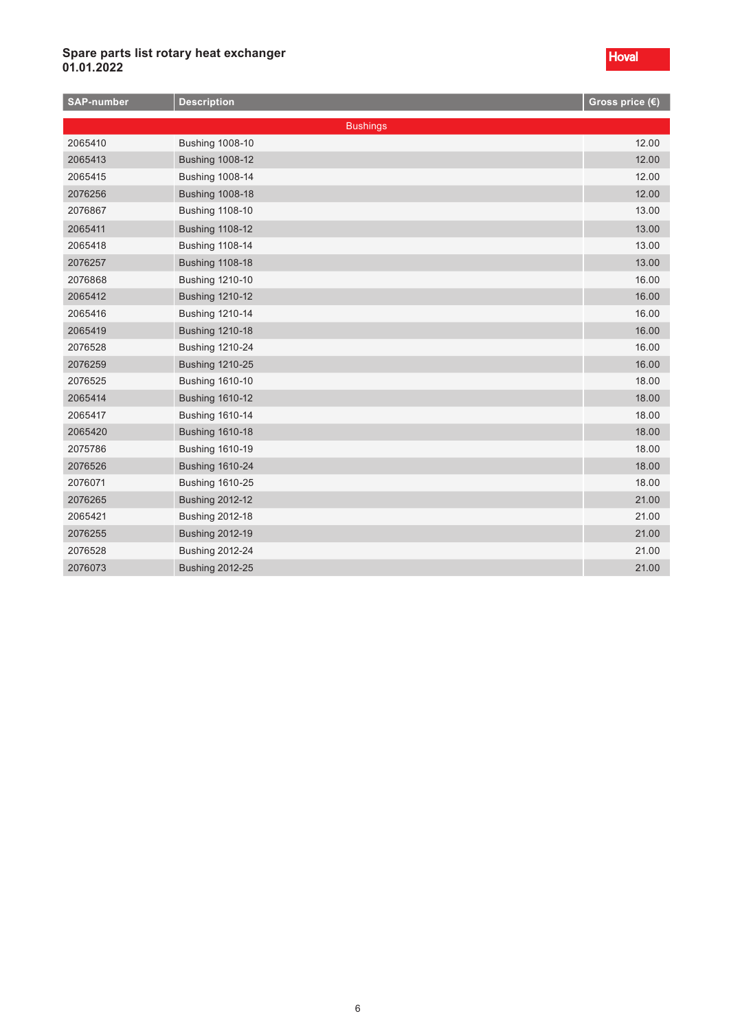**Spare parts list rotary heat exchanger**
**01.01.2022**

| SAP-number | Description | Gross price (€) |
|---|---|---|
| | **Bushings** | |
| 2065410 | Bushing 1008-10 | 12.00 |
| 2065413 | Bushing 1008-12 | 12.00 |
| 2065415 | Bushing 1008-14 | 12.00 |
| 2076256 | Bushing 1008-18 | 12.00 |
| 2076867 | Bushing 1108-10 | 13.00 |
| 2065411 | Bushing 1108-12 | 13.00 |
| 2065418 | Bushing 1108-14 | 13.00 |
| 2076257 | Bushing 1108-18 | 13.00 |
| 2076868 | Bushing 1210-10 | 16.00 |
| 2065412 | Bushing 1210-12 | 16.00 |
| 2065416 | Bushing 1210-14 | 16.00 |
| 2065419 | Bushing 1210-18 | 16.00 |
| 2076528 | Bushing 1210-24 | 16.00 |
| 2076259 | Bushing 1210-25 | 16.00 |
| 2076525 | Bushing 1610-10 | 18.00 |
| 2065414 | Bushing 1610-12 | 18.00 |
| 2065417 | Bushing 1610-14 | 18.00 |
| 2065420 | Bushing 1610-18 | 18.00 |
| 2075786 | Bushing 1610-19 | 18.00 |
| 2076526 | Bushing 1610-24 | 18.00 |
| 2076071 | Bushing 1610-25 | 18.00 |
| 2076265 | Bushing 2012-12 | 21.00 |
| 2065421 | Bushing 2012-18 | 21.00 |
| 2076255 | Bushing 2012-19 | 21.00 |
| 2076528 | Bushing 2012-24 | 21.00 |
| 2076073 | Bushing 2012-25 | 21.00 |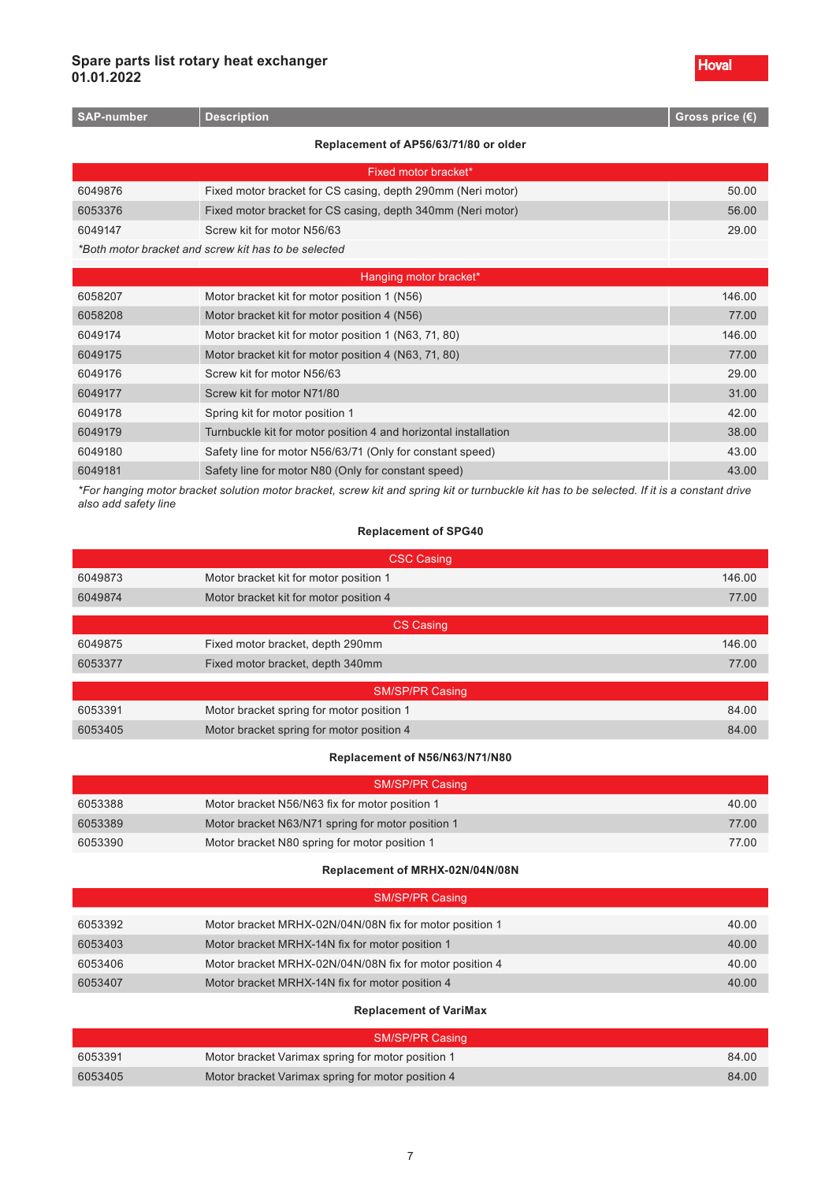## Spare parts list rotary heat exchanger
**01.01.2022**

| SAP-number | Description | Gross price (€) |
|---|---|---|

### Replacement of AP56/63/71/80 or older

| SAP-number | Description | Gross price (€) |
|---|---|---|
| | **Fixed motor bracket*** | |
| 6049876 | Fixed motor bracket for CS casing, depth 290mm (Neri motor) | 50.00 |
| 6053376 | Fixed motor bracket for CS casing, depth 340mm (Neri motor) | 56.00 |
| 6049147 | Screw kit for motor N56/63 | 29.00 |

*\*Both motor bracket and screw kit has to be selected*

| SAP-number | Description | Gross price (€) |
|---|---|---|
| | **Hanging motor bracket*** | |
| 6058207 | Motor bracket kit for motor position 1 (N56) | 146.00 |
| 6058208 | Motor bracket kit for motor position 4 (N56) | 77.00 |
| 6049174 | Motor bracket kit for motor position 1 (N63, 71, 80) | 146.00 |
| 6049175 | Motor bracket kit for motor position 4 (N63, 71, 80) | 77.00 |
| 6049176 | Screw kit for motor N56/63 | 29.00 |
| 6049177 | Screw kit for motor N71/80 | 31.00 |
| 6049178 | Spring kit for motor position 1 | 42.00 |
| 6049179 | Turnbuckle kit for motor position 4 and horizontal installation | 38.00 |
| 6049180 | Safety line for motor N56/63/71 (Only for constant speed) | 43.00 |
| 6049181 | Safety line for motor N80 (Only for constant speed) | 43.00 |

*\*For hanging motor bracket solution motor bracket, screw kit and spring kit or turnbuckle kit has to be selected. If it is a constant drive also add safety line*

### Replacement of SPG40

| SAP-number | Description | Gross price (€) |
|---|---|---|
| | **CSC Casing** | |
| 6049873 | Motor bracket kit for motor position 1 | 146.00 |
| 6049874 | Motor bracket kit for motor position 4 | 77.00 |
| | **CS Casing** | |
| 6049875 | Fixed motor bracket, depth 290mm | 146.00 |
| 6053377 | Fixed motor bracket, depth 340mm | 77.00 |
| | **SM/SP/PR Casing** | |
| 6053391 | Motor bracket spring for motor position 1 | 84.00 |
| 6053405 | Motor bracket spring for motor position 4 | 84.00 |

### Replacement of N56/N63/N71/N80

| SAP-number | Description | Gross price (€) |
|---|---|---|
| | **SM/SP/PR Casing** | |
| 6053388 | Motor bracket N56/N63 fix for motor position 1 | 40.00 |
| 6053389 | Motor bracket N63/N71 spring for motor position 1 | 77.00 |
| 6053390 | Motor bracket N80 spring for motor position 1 | 77.00 |

### Replacement of MRHX-02N/04N/08N

| SAP-number | Description | Gross price (€) |
|---|---|---|
| | **SM/SP/PR Casing** | |
| 6053392 | Motor bracket MRHX-02N/04N/08N fix for motor position 1 | 40.00 |
| 6053403 | Motor bracket MRHX-14N fix for motor position 1 | 40.00 |
| 6053406 | Motor bracket MRHX-02N/04N/08N fix for motor position 4 | 40.00 |
| 6053407 | Motor bracket MRHX-14N fix for motor position 4 | 40.00 |

### Replacement of VariMax

| SAP-number | Description | Gross price (€) |
|---|---|---|
| | **SM/SP/PR Casing** | |
| 6053391 | Motor bracket Varimax spring for motor position 1 | 84.00 |
| 6053405 | Motor bracket Varimax spring for motor position 4 | 84.00 |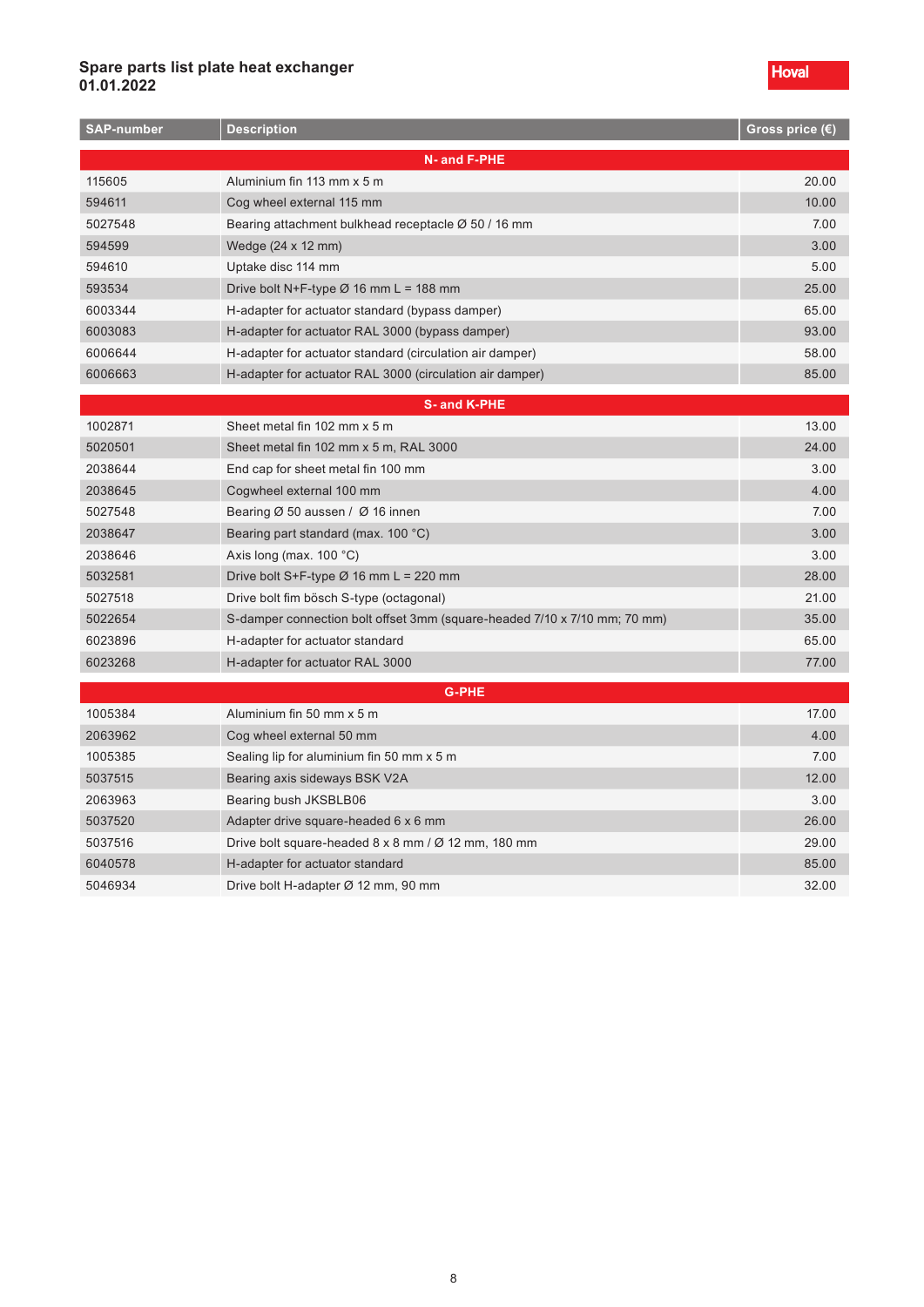**Spare parts list plate heat exchanger**
**01.01.2022**

Hoval

| SAP-number | Description | Gross price (€) |
|---|---|---|
| | **N- and F-PHE** | |
| 115605 | Aluminium fin 113 mm x 5 m | 20.00 |
| 594611 | Cog wheel external 115 mm | 10.00 |
| 5027548 | Bearing attachment bulkhead receptacle Ø 50 / 16 mm | 7.00 |
| 594599 | Wedge (24 x 12 mm) | 3.00 |
| 594610 | Uptake disc 114 mm | 5.00 |
| 593534 | Drive bolt N+F-type Ø 16 mm L = 188 mm | 25.00 |
| 6003344 | H-adapter for actuator standard (bypass damper) | 65.00 |
| 6003083 | H-adapter for actuator RAL 3000 (bypass damper) | 93.00 |
| 6006644 | H-adapter for actuator standard (circulation air damper) | 58.00 |
| 6006663 | H-adapter for actuator RAL 3000 (circulation air damper) | 85.00 |
| | **S- and K-PHE** | |
| 1002871 | Sheet metal fin 102 mm x 5 m | 13.00 |
| 5020501 | Sheet metal fin 102 mm x 5 m, RAL 3000 | 24.00 |
| 2038644 | End cap for sheet metal fin 100 mm | 3.00 |
| 2038645 | Cogwheel external 100 mm | 4.00 |
| 5027548 | Bearing Ø 50 aussen / Ø 16 innen | 7.00 |
| 2038647 | Bearing part standard (max. 100 °C) | 3.00 |
| 2038646 | Axis long (max. 100 °C) | 3.00 |
| 5032581 | Drive bolt S+F-type Ø 16 mm L = 220 mm | 28.00 |
| 5027518 | Drive bolt fim bösch S-type (octagonal) | 21.00 |
| 5022654 | S-damper connection bolt offset 3mm (square-headed 7/10 x 7/10 mm; 70 mm) | 35.00 |
| 6023896 | H-adapter for actuator standard | 65.00 |
| 6023268 | H-adapter for actuator RAL 3000 | 77.00 |
| | **G-PHE** | |
| 1005384 | Aluminium fin 50 mm x 5 m | 17.00 |
| 2063962 | Cog wheel external 50 mm | 4.00 |
| 1005385 | Sealing lip for aluminium fin 50 mm x 5 m | 7.00 |
| 5037515 | Bearing axis sideways BSK V2A | 12.00 |
| 2063963 | Bearing bush JKSBLB06 | 3.00 |
| 5037520 | Adapter drive square-headed 6 x 6 mm | 26.00 |
| 5037516 | Drive bolt square-headed 8 x 8 mm / Ø 12 mm, 180 mm | 29.00 |
| 6040578 | H-adapter for actuator standard | 85.00 |
| 5046934 | Drive bolt H-adapter Ø 12 mm, 90 mm | 32.00 |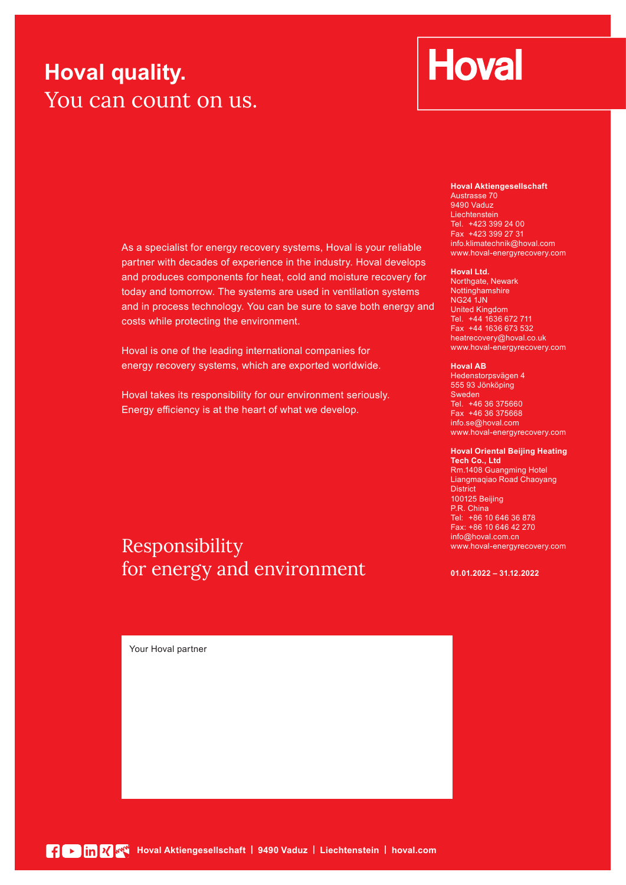# Hoval quality.
You can count on us.

Hoval

As a specialist for energy recovery systems, Hoval is your reliable partner with decades of experience in the industry. Hoval develops and produces components for heat, cold and moisture recovery for today and tomorrow. The systems are used in ventilation systems and in process technology. You can be sure to save both energy and costs while protecting the environment.

Hoval is one of the leading international companies for energy recovery systems, which are exported worldwide.

Hoval takes its responsibility for our environment seriously. Energy efficiency is at the heart of what we develop.

## Responsibility
## for energy and environment

**Hoval Aktiengesellschaft**
Austrasse 70
9490 Vaduz
Liechtenstein
Tel. +423 399 24 00
Fax +423 399 27 31
info.klimatechnik@hoval.com
www.hoval-energyrecovery.com

**Hoval Ltd.**
Northgate, Newark
Nottinghamshire
NG24 1JN
United Kingdom
Tel. +44 1636 672 711
Fax +44 1636 673 532
heatrecovery@hoval.co.uk
www.hoval-energyrecovery.com

**Hoval AB**
Hedenstorpsvägen 4
555 93 Jönköping
Sweden
Tel. +46 36 375660
Fax +46 36 375668
info.se@hoval.com
www.hoval-energyrecovery.com

**Hoval Oriental Beijing Heating Tech Co., Ltd**
Rm.1408 Guangming Hotel
Liangmaqiao Road Chaoyang District
100125 Beijing
P.R. China
Tel: +86 10 646 36 878
Fax: +86 10 646 42 270
info@hoval.com.cn
www.hoval-energyrecovery.com

**01.01.2022 – 31.12.2022**

Your Hoval partner

**Hoval Aktiengesellschaft | 9490 Vaduz | Liechtenstein | hoval.com**